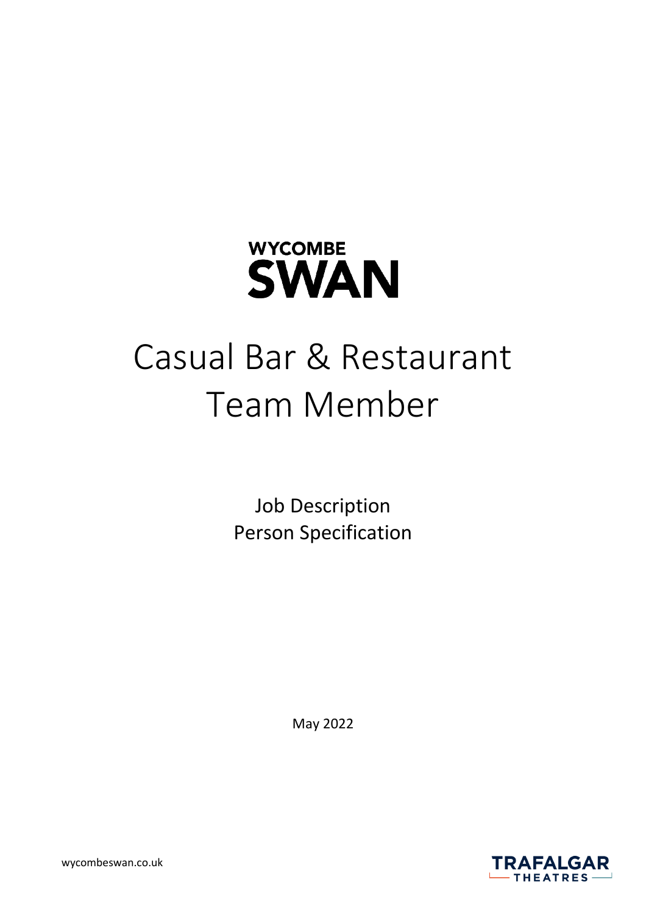WYCOMBE SWAN

# Casual Bar & Restaurant Team Member

Job Description
Person Specification

May 2022

wycombeswan.co.uk

TRAFALGAR THEATRES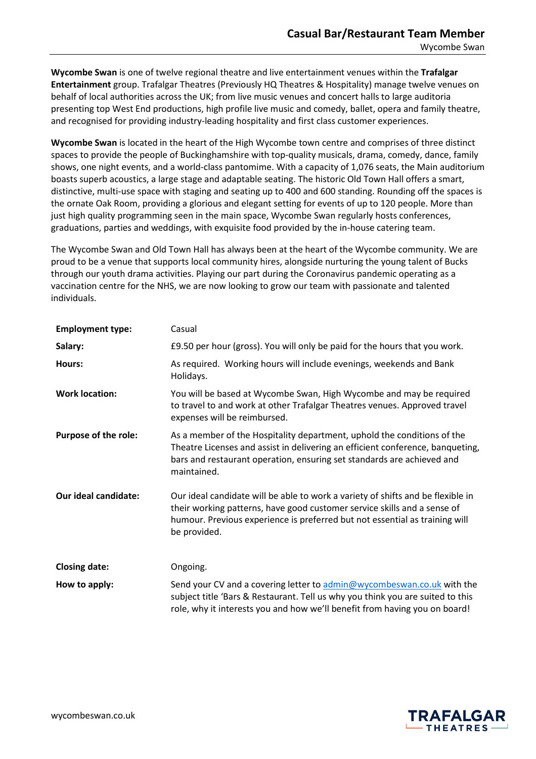# Casual Bar/Restaurant Team Member

Wycombe Swan

**Wycombe Swan** is one of twelve regional theatre and live entertainment venues within the **Trafalgar Entertainment** group. Trafalgar Theatres (Previously HQ Theatres & Hospitality) manage twelve venues on behalf of local authorities across the UK; from live music venues and concert halls to large auditoria presenting top West End productions, high profile live music and comedy, ballet, opera and family theatre, and recognised for providing industry-leading hospitality and first class customer experiences.

**Wycombe Swan** is located in the heart of the High Wycombe town centre and comprises of three distinct spaces to provide the people of Buckinghamshire with top-quality musicals, drama, comedy, dance, family shows, one night events, and a world-class pantomime. With a capacity of 1,076 seats, the Main auditorium boasts superb acoustics, a large stage and adaptable seating. The historic Old Town Hall offers a smart, distinctive, multi-use space with staging and seating up to 400 and 600 standing. Rounding off the spaces is the ornate Oak Room, providing a glorious and elegant setting for events of up to 120 people. More than just high quality programming seen in the main space, Wycombe Swan regularly hosts conferences, graduations, parties and weddings, with exquisite food provided by the in-house catering team.

The Wycombe Swan and Old Town Hall has always been at the heart of the Wycombe community. We are proud to be a venue that supports local community hires, alongside nurturing the young talent of Bucks through our youth drama activities. Playing our part during the Coronavirus pandemic operating as a vaccination centre for the NHS, we are now looking to grow our team with passionate and talented individuals.

| | |
|---|---|
| **Employment type:** | Casual |
| **Salary:** | £9.50 per hour (gross). You will only be paid for the hours that you work. |
| **Hours:** | As required. Working hours will include evenings, weekends and Bank Holidays. |
| **Work location:** | You will be based at Wycombe Swan, High Wycombe and may be required to travel to and work at other Trafalgar Theatres venues. Approved travel expenses will be reimbursed. |
| **Purpose of the role:** | As a member of the Hospitality department, uphold the conditions of the Theatre Licenses and assist in delivering an efficient conference, banqueting, bars and restaurant operation, ensuring set standards are achieved and maintained. |
| **Our ideal candidate:** | Our ideal candidate will be able to work a variety of shifts and be flexible in their working patterns, have good customer service skills and a sense of humour. Previous experience is preferred but not essential as training will be provided. |
| **Closing date:** | Ongoing. |
| **How to apply:** | Send your CV and a covering letter to admin@wycombeswan.co.uk with the subject title 'Bars & Restaurant. Tell us why you think you are suited to this role, why it interests you and how we'll benefit from having you on board! |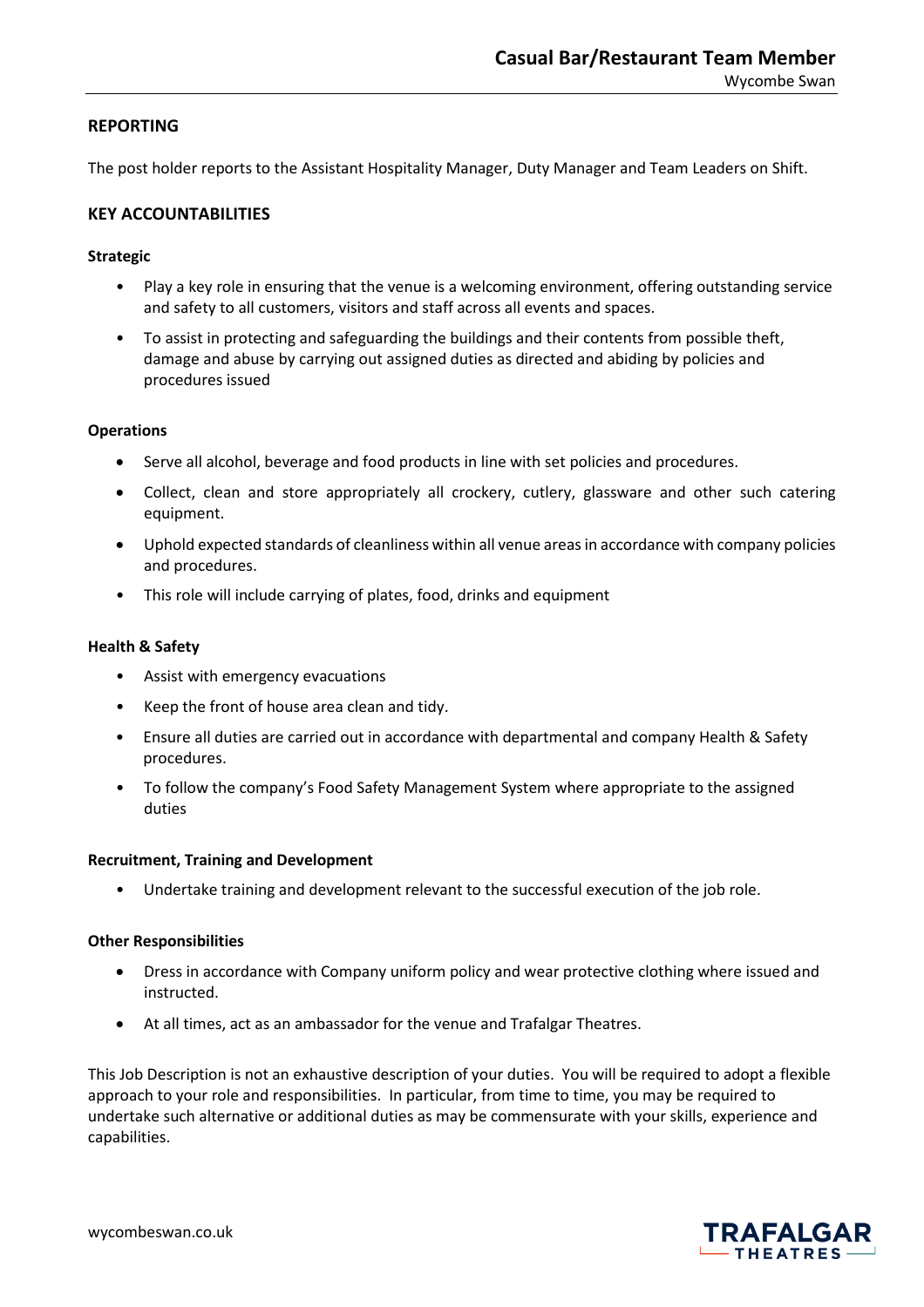## REPORTING

The post holder reports to the Assistant Hospitality Manager, Duty Manager and Team Leaders on Shift.

## KEY ACCOUNTABILITIES

### Strategic

- Play a key role in ensuring that the venue is a welcoming environment, offering outstanding service and safety to all customers, visitors and staff across all events and spaces.
- To assist in protecting and safeguarding the buildings and their contents from possible theft, damage and abuse by carrying out assigned duties as directed and abiding by policies and procedures issued

### Operations

- Serve all alcohol, beverage and food products in line with set policies and procedures.
- Collect, clean and store appropriately all crockery, cutlery, glassware and other such catering equipment.
- Uphold expected standards of cleanliness within all venue areas in accordance with company policies and procedures.
- This role will include carrying of plates, food, drinks and equipment

### Health & Safety

- Assist with emergency evacuations
- Keep the front of house area clean and tidy.
- Ensure all duties are carried out in accordance with departmental and company Health & Safety procedures.
- To follow the company's Food Safety Management System where appropriate to the assigned duties

### Recruitment, Training and Development

- Undertake training and development relevant to the successful execution of the job role.

### Other Responsibilities

- Dress in accordance with Company uniform policy and wear protective clothing where issued and instructed.
- At all times, act as an ambassador for the venue and Trafalgar Theatres.

This Job Description is not an exhaustive description of your duties. You will be required to adopt a flexible approach to your role and responsibilities. In particular, from time to time, you may be required to undertake such alternative or additional duties as may be commensurate with your skills, experience and capabilities.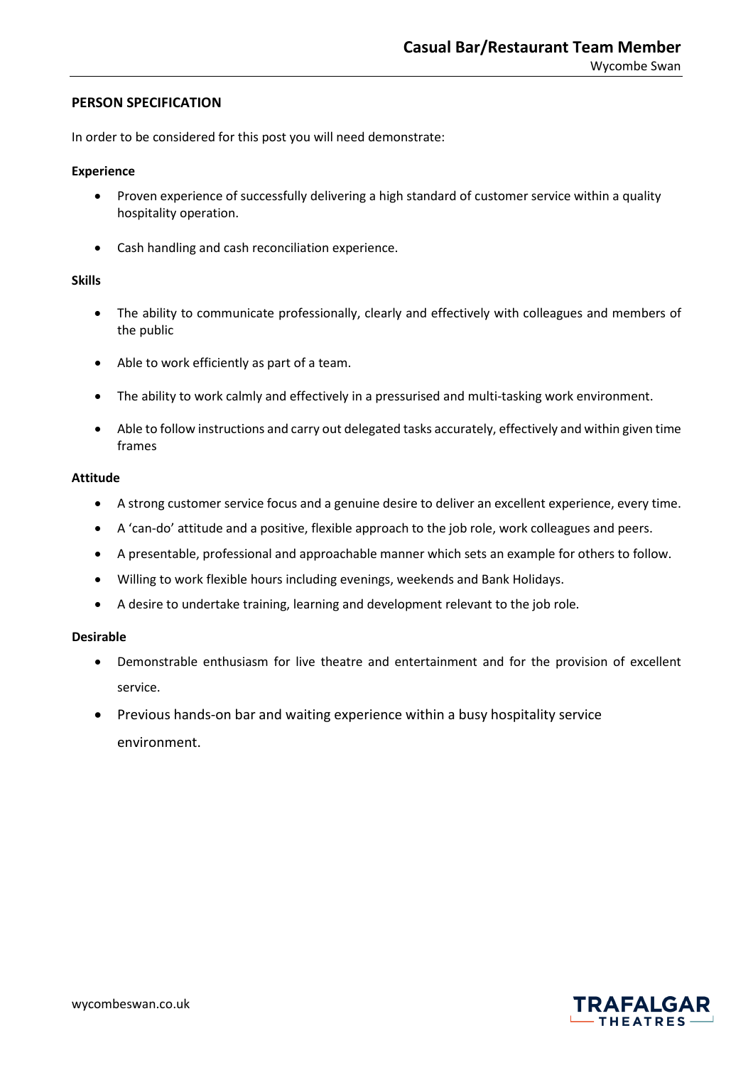## PERSON SPECIFICATION

In order to be considered for this post you will need demonstrate:

**Experience**

- Proven experience of successfully delivering a high standard of customer service within a quality hospitality operation.
- Cash handling and cash reconciliation experience.

**Skills**

- The ability to communicate professionally, clearly and effectively with colleagues and members of the public
- Able to work efficiently as part of a team.
- The ability to work calmly and effectively in a pressurised and multi-tasking work environment.
- Able to follow instructions and carry out delegated tasks accurately, effectively and within given time frames

**Attitude**

- A strong customer service focus and a genuine desire to deliver an excellent experience, every time.
- A 'can-do' attitude and a positive, flexible approach to the job role, work colleagues and peers.
- A presentable, professional and approachable manner which sets an example for others to follow.
- Willing to work flexible hours including evenings, weekends and Bank Holidays.
- A desire to undertake training, learning and development relevant to the job role.

**Desirable**

- Demonstrable enthusiasm for live theatre and entertainment and for the provision of excellent service.
- Previous hands-on bar and waiting experience within a busy hospitality service environment.